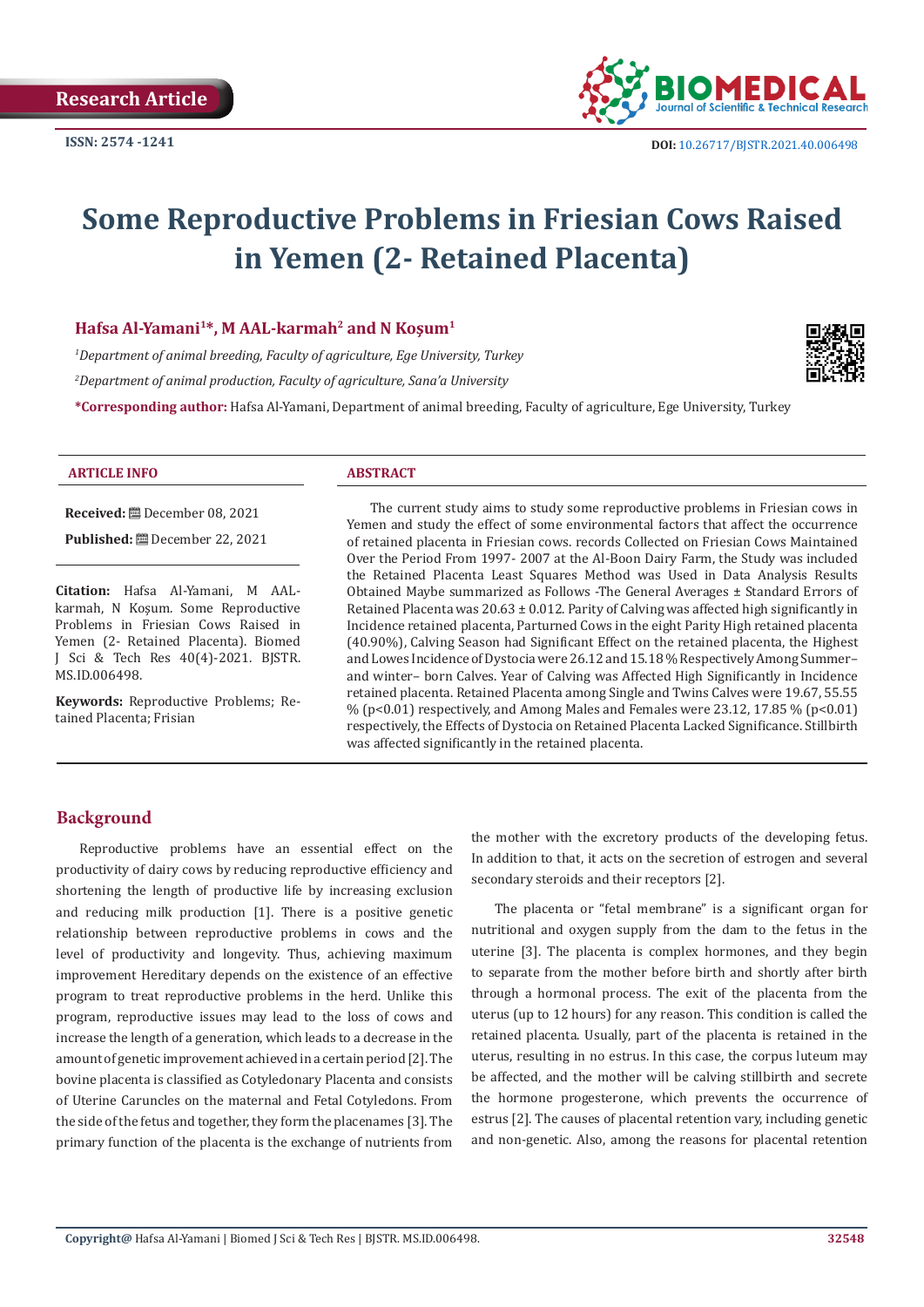Research Article

ISSN: 2574 -1241

DOI: 10.26717/BJSTR.2021.40.006498

# Some Reproductive Problems in Friesian Cows Raised in Yemen (2- Retained Placenta)

**Hafsa Al-Yamani[1]*, M AAL-karmah[2] and N Koşum[1]**

*[1]Department of animal breeding, Faculty of agriculture, Ege University, Turkey*

*[2]Department of animal production, Faculty of agriculture, Sana'a University*

***Corresponding author:** Hafsa Al-Yamani, Department of animal breeding, Faculty of agriculture, Ege University, Turkey

**ARTICLE INFO**

**Received:** December 08, 2021

**Published:** December 22, 2021

**Citation:** Hafsa Al-Yamani, M AAL-karmah, N Koşum. Some Reproductive Problems in Friesian Cows Raised in Yemen (2- Retained Placenta). Biomed J Sci & Tech Res 40(4)-2021. BJSTR. MS.ID.006498.

**Keywords:** Reproductive Problems; Retained Placenta; Frisian

**ABSTRACT**

The current study aims to study some reproductive problems in Friesian cows in Yemen and study the effect of some environmental factors that affect the occurrence of retained placenta in Friesian cows. records Collected on Friesian Cows Maintained Over the Period From 1997- 2007 at the Al-Boon Dairy Farm, the Study was included the Retained Placenta Least Squares Method was Used in Data Analysis Results Obtained Maybe summarized as Follows -The General Averages ± Standard Errors of Retained Placenta was 20.63 ± 0.012. Parity of Calving was affected high significantly in Incidence retained placenta, Parturned Cows in the eight Parity High retained placenta (40.90%), Calving Season had Significant Effect on the retained placenta, the Highest and Lowes Incidence of Dystocia were 26.12 and 15.18 % Respectively Among Summer– and winter– born Calves. Year of Calving was Affected High Significantly in Incidence retained placenta. Retained Placenta among Single and Twins Calves were 19.67, 55.55 % ($p<0.01$) respectively, and Among Males and Females were 23.12, 17.85 % ($p<0.01$) respectively, the Effects of Dystocia on Retained Placenta Lacked Significance. Stillbirth was affected significantly in the retained placenta.

## Background

Reproductive problems have an essential effect on the productivity of dairy cows by reducing reproductive efficiency and shortening the length of productive life by increasing exclusion and reducing milk production [1]. There is a positive genetic relationship between reproductive problems in cows and the level of productivity and longevity. Thus, achieving maximum improvement Hereditary depends on the existence of an effective program to treat reproductive problems in the herd. Unlike this program, reproductive issues may lead to the loss of cows and increase the length of a generation, which leads to a decrease in the amount of genetic improvement achieved in a certain period [2]. The bovine placenta is classified as Cotyledonary Placenta and consists of Uterine Caruncles on the maternal and Fetal Cotyledons. From the side of the fetus and together, they form the placenames [3]. The primary function of the placenta is the exchange of nutrients from the mother with the excretory products of the developing fetus. In addition to that, it acts on the secretion of estrogen and several secondary steroids and their receptors [2].

The placenta or "fetal membrane" is a significant organ for nutritional and oxygen supply from the dam to the fetus in the uterine [3]. The placenta is complex hormones, and they begin to separate from the mother before birth and shortly after birth through a hormonal process. The exit of the placenta from the uterus (up to 12 hours) for any reason. This condition is called the retained placenta. Usually, part of the placenta is retained in the uterus, resulting in no estrus. In this case, the corpus luteum may be affected, and the mother will be calving stillbirth and secrete the hormone progesterone, which prevents the occurrence of estrus [2]. The causes of placental retention vary, including genetic and non-genetic. Also, among the reasons for placental retention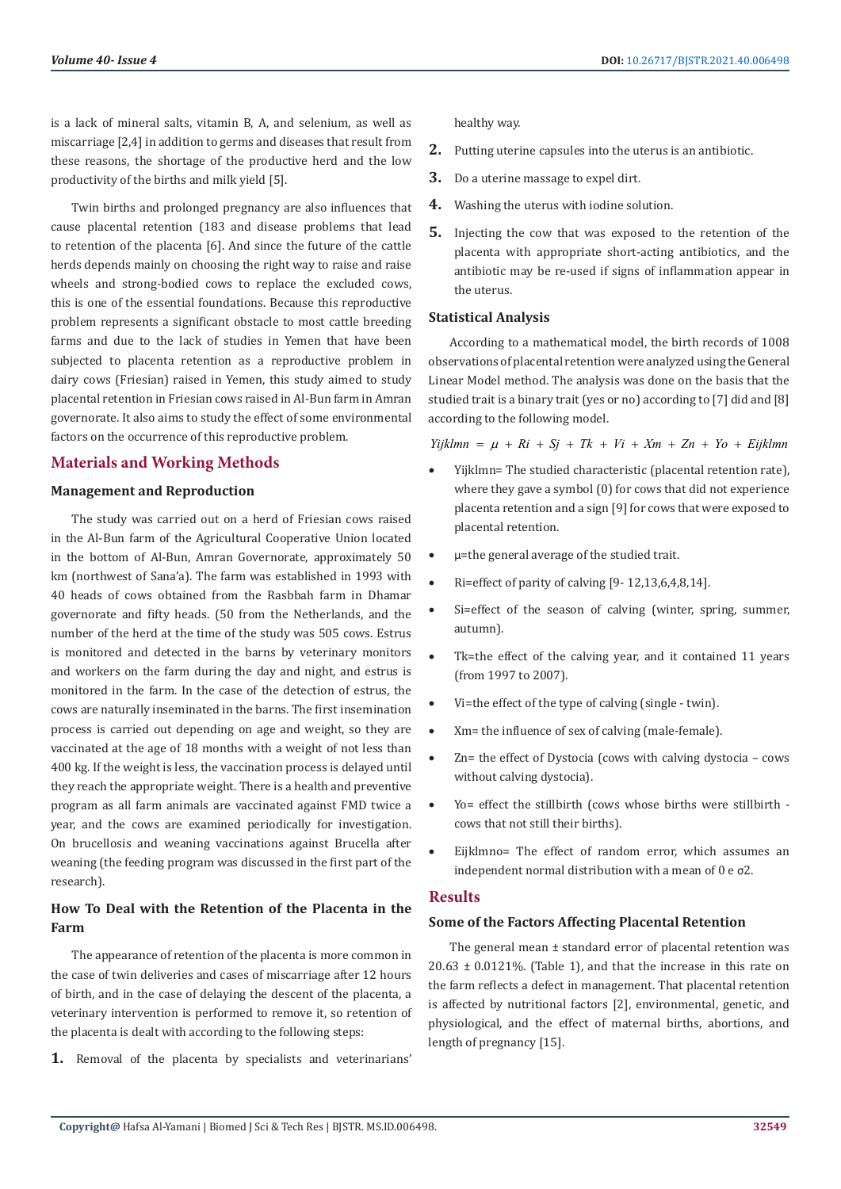is a lack of mineral salts, vitamin B, A, and selenium, as well as miscarriage [2,4] in addition to germs and diseases that result from these reasons, the shortage of the productive herd and the low productivity of the births and milk yield [5].

Twin births and prolonged pregnancy are also influences that cause placental retention (183 and disease problems that lead to retention of the placenta [6]. And since the future of the cattle herds depends mainly on choosing the right way to raise and raise wheels and strong-bodied cows to replace the excluded cows, this is one of the essential foundations. Because this reproductive problem represents a significant obstacle to most cattle breeding farms and due to the lack of studies in Yemen that have been subjected to placenta retention as a reproductive problem in dairy cows (Friesian) raised in Yemen, this study aimed to study placental retention in Friesian cows raised in Al-Bun farm in Amran governorate. It also aims to study the effect of some environmental factors on the occurrence of this reproductive problem.

## Materials and Working Methods

### Management and Reproduction

The study was carried out on a herd of Friesian cows raised in the Al-Bun farm of the Agricultural Cooperative Union located in the bottom of Al-Bun, Amran Governorate, approximately 50 km (northwest of Sana'a). The farm was established in 1993 with 40 heads of cows obtained from the Rasbbah farm in Dhamar governorate and fifty heads. (50 from the Netherlands, and the number of the herd at the time of the study was 505 cows. Estrus is monitored and detected in the barns by veterinary monitors and workers on the farm during the day and night, and estrus is monitored in the farm. In the case of the detection of estrus, the cows are naturally inseminated in the barns. The first insemination process is carried out depending on age and weight, so they are vaccinated at the age of 18 months with a weight of not less than 400 kg. If the weight is less, the vaccination process is delayed until they reach the appropriate weight. There is a health and preventive program as all farm animals are vaccinated against FMD twice a year, and the cows are examined periodically for investigation. On brucellosis and weaning vaccinations against Brucella after weaning (the feeding program was discussed in the first part of the research).

### How To Deal with the Retention of the Placenta in the Farm

The appearance of retention of the placenta is more common in the case of twin deliveries and cases of miscarriage after 12 hours of birth, and in the case of delaying the descent of the placenta, a veterinary intervention is performed to remove it, so retention of the placenta is dealt with according to the following steps:

1. Removal of the placenta by specialists and veterinarians' healthy way.
2. Putting uterine capsules into the uterus is an antibiotic.
3. Do a uterine massage to expel dirt.
4. Washing the uterus with iodine solution.
5. Injecting the cow that was exposed to the retention of the placenta with appropriate short-acting antibiotics, and the antibiotic may be re-used if signs of inflammation appear in the uterus.

### Statistical Analysis

According to a mathematical model, the birth records of 1008 observations of placental retention were analyzed using the General Linear Model method. The analysis was done on the basis that the studied trait is a binary trait (yes or no) according to [7] did and [8] according to the following model.

$$Yijklmn = \mu + Ri + Sj + Tk + Vi + Xm + Zn + Yo + Eijklmn$$

- Yijklmn= The studied characteristic (placental retention rate), where they gave a symbol (0) for cows that did not experience placenta retention and a sign [9] for cows that were exposed to placental retention.
- μ=the general average of the studied trait.
- Ri=effect of parity of calving [9- 12,13,6,4,8,14].
- Si=effect of the season of calving (winter, spring, summer, autumn).
- Tk=the effect of the calving year, and it contained 11 years (from 1997 to 2007).
- Vi=the effect of the type of calving (single - twin).
- Xm= the influence of sex of calving (male-female).
- Zn= the effect of Dystocia (cows with calving dystocia – cows without calving dystocia).
- Yo= effect the stillbirth (cows whose births were stillbirth - cows that not still their births).
- Eijklmno= The effect of random error, which assumes an independent normal distribution with a mean of 0 e σ2.

## Results

### Some of the Factors Affecting Placental Retention

The general mean ± standard error of placental retention was 20.63 ± 0.0121%. (Table 1), and that the increase in this rate on the farm reflects a defect in management. That placental retention is affected by nutritional factors [2], environmental, genetic, and physiological, and the effect of maternal births, abortions, and length of pregnancy [15].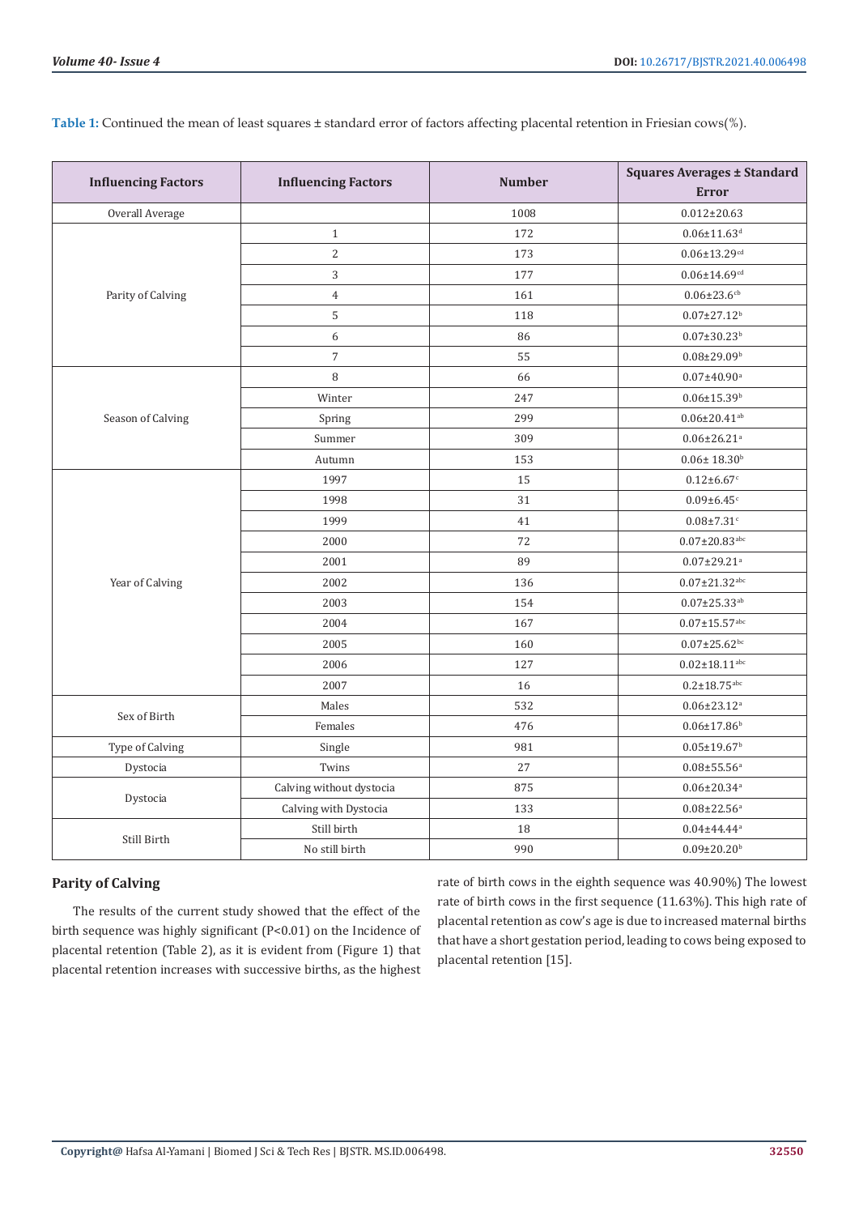**Table 1:** Continued the mean of least squares ± standard error of factors affecting placental retention in Friesian cows(%).

| Influencing Factors | Influencing Factors | Number | Squares Averages ± Standard Error |
|---|---|---|---|
| Overall Average | | 1008 | 0.012±20.63 |
| Parity of Calving | 1 | 172 | 0.06±11.63[d] |
| | 2 | 173 | 0.06±13.29[cd] |
| | 3 | 177 | 0.06±14.69[cd] |
| | 4 | 161 | 0.06±23.6[cb] |
| | 5 | 118 | 0.07±27.12[b] |
| | 6 | 86 | 0.07±30.23[b] |
| | 7 | 55 | 0.08±29.09[b] |
| Season of Calving | 8 | 66 | 0.07±40.90[a] |
| | Winter | 247 | 0.06±15.39[b] |
| | Spring | 299 | 0.06±20.41[ab] |
| | Summer | 309 | 0.06±26.21[a] |
| | Autumn | 153 | 0.06± 18.30[b] |
| Year of Calving | 1997 | 15 | 0.12±6.67[c] |
| | 1998 | 31 | 0.09±6.45[c] |
| | 1999 | 41 | 0.08±7.31[c] |
| | 2000 | 72 | 0.07±20.83[abc] |
| | 2001 | 89 | 0.07±29.21[a] |
| | 2002 | 136 | 0.07±21.32[abc] |
| | 2003 | 154 | 0.07±25.33[ab] |
| | 2004 | 167 | 0.07±15.57[abc] |
| | 2005 | 160 | 0.07±25.62[bc] |
| | 2006 | 127 | 0.02±18.11[abc] |
| | 2007 | 16 | 0.2±18.75[abc] |
| Sex of Birth | Males | 532 | 0.06±23.12[a] |
| | Females | 476 | 0.06±17.86[b] |
| Type of Calving | Single | 981 | 0.05±19.67[b] |
| Dystocia | Twins | 27 | 0.08±55.56[a] |
| Dystocia | Calving without dystocia | 875 | 0.06±20.34[a] |
| | Calving with Dystocia | 133 | 0.08±22.56[a] |
| Still Birth | Still birth | 18 | 0.04±44.44[a] |
| | No still birth | 990 | 0.09±20.20[b] |

## Parity of Calving

The results of the current study showed that the effect of the birth sequence was highly significant ($P<0.01$) on the Incidence of placental retention (Table 2), as it is evident from (Figure 1) that placental retention increases with successive births, as the highest rate of birth cows in the eighth sequence was 40.90%) The lowest rate of birth cows in the first sequence (11.63%). This high rate of placental retention as cow's age is due to increased maternal births that have a short gestation period, leading to cows being exposed to placental retention [15].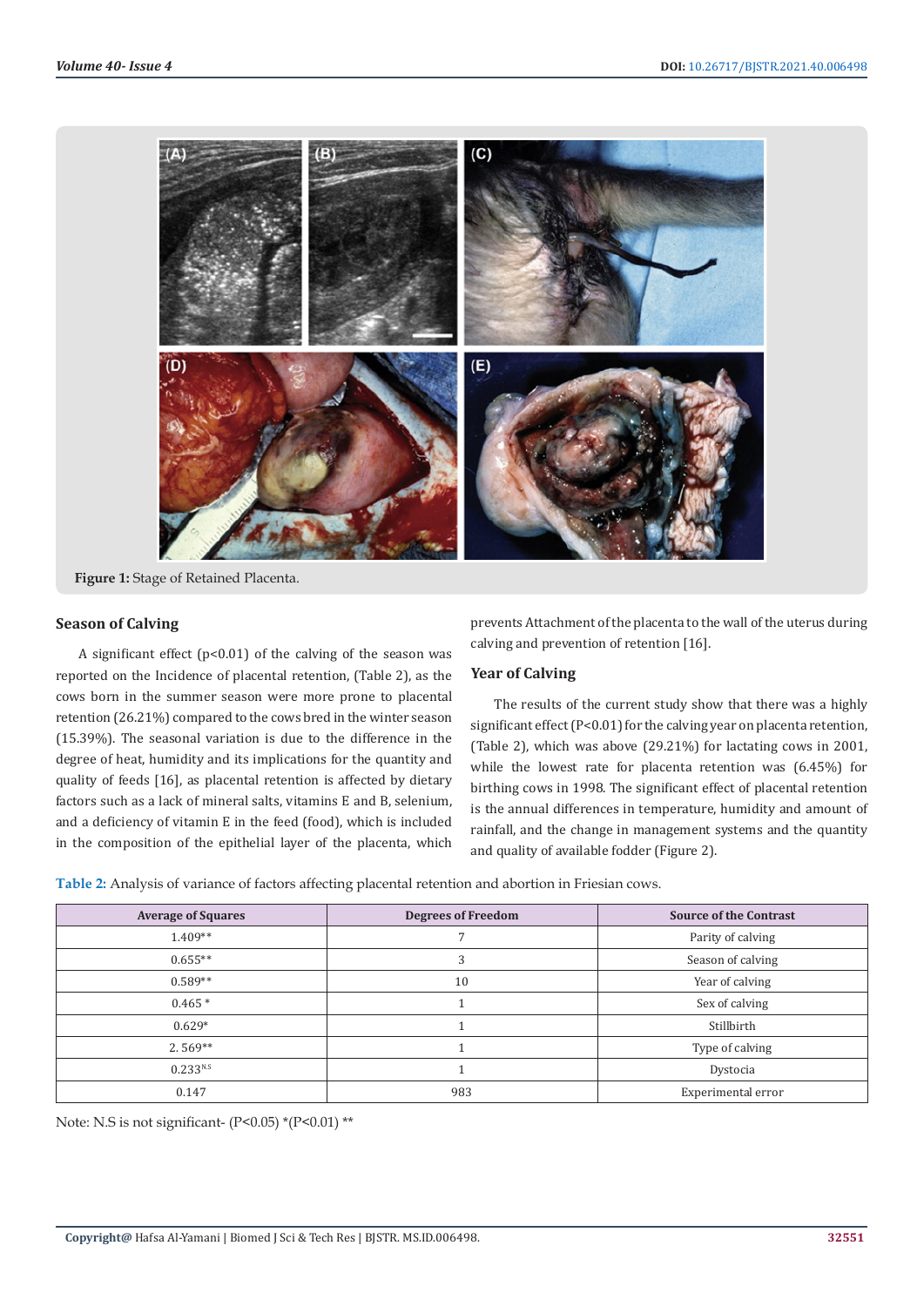Figure 1: Stage of Retained Placenta.

## Season of Calving

A significant effect ($p<0.01$) of the calving of the season was reported on the Incidence of placental retention, (Table 2), as the cows born in the summer season were more prone to placental retention (26.21%) compared to the cows bred in the winter season (15.39%). The seasonal variation is due to the difference in the degree of heat, humidity and its implications for the quantity and quality of feeds [16], as placental retention is affected by dietary factors such as a lack of mineral salts, vitamins E and B, selenium, and a deficiency of vitamin E in the feed (food), which is included in the composition of the epithelial layer of the placenta, which prevents Attachment of the placenta to the wall of the uterus during calving and prevention of retention [16].

## Year of Calving

The results of the current study show that there was a highly significant effect ($P<0.01$) for the calving year on placenta retention, (Table 2), which was above (29.21%) for lactating cows in 2001, while the lowest rate for placenta retention was (6.45%) for birthing cows in 1998. The significant effect of placental retention is the annual differences in temperature, humidity and amount of rainfall, and the change in management systems and the quantity and quality of available fodder (Figure 2).

**Table 2:** Analysis of variance of factors affecting placental retention and abortion in Friesian cows.

| Average of Squares | Degrees of Freedom | Source of the Contrast |
|---|---|---|
| 1.409** | 7 | Parity of calving |
| 0.655** | 3 | Season of calving |
| 0.589** | 10 | Year of calving |
| 0.465 * | 1 | Sex of calving |
| 0.629* | 1 | Stillbirth |
| 2. 569** | 1 | Type of calving |
| 0.233 N.S | 1 | Dystocia |
| 0.147 | 983 | Experimental error |

Note: N.S is not significant- ($P<0.05$) *($P<0.01$) **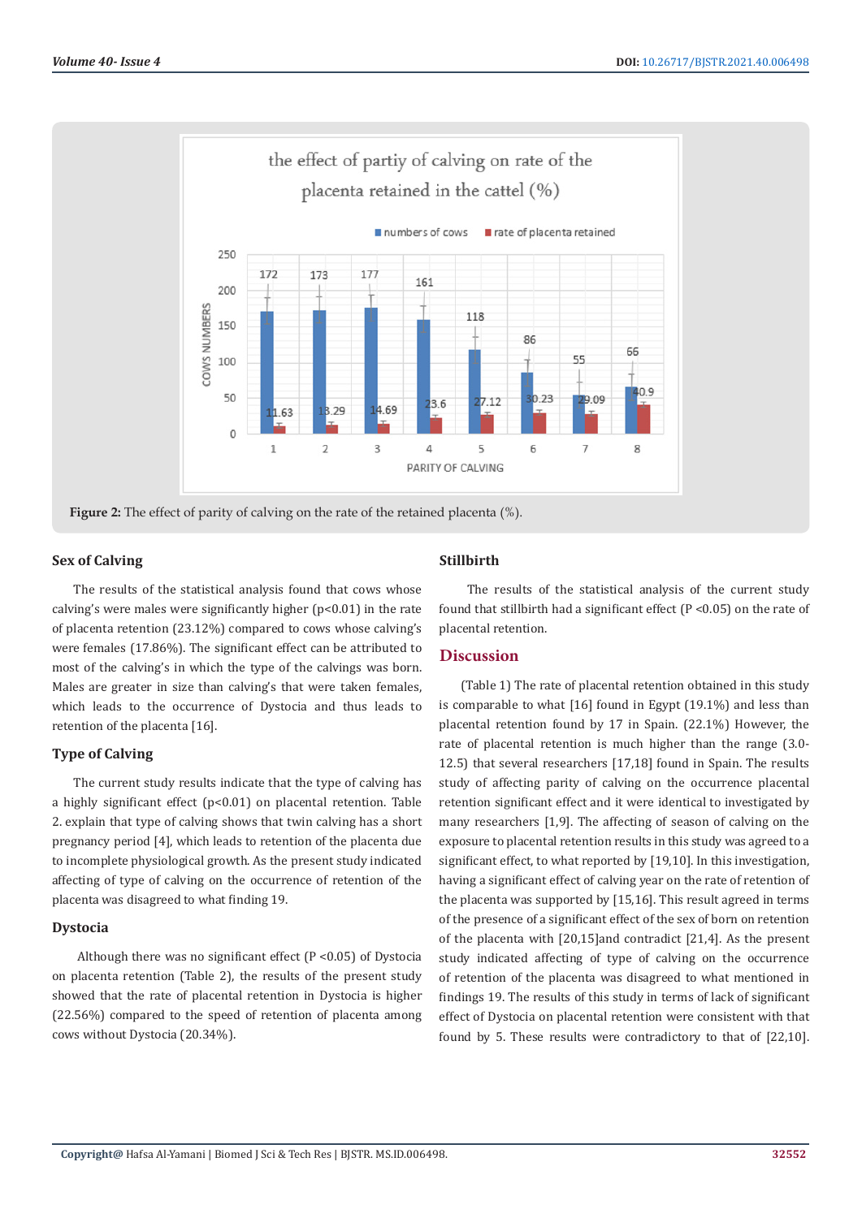Figure 2: The effect of parity of calving on the rate of the retained placenta (%).

### Sex of Calving

The results of the statistical analysis found that cows whose calving's were males were significantly higher (p<0.01) in the rate of placenta retention (23.12%) compared to cows whose calving's were females (17.86%). The significant effect can be attributed to most of the calving's in which the type of the calvings was born. Males are greater in size than calving's that were taken females, which leads to the occurrence of Dystocia and thus leads to retention of the placenta [16].

### Type of Calving

The current study results indicate that the type of calving has a highly significant effect (p<0.01) on placental retention. Table 2. explain that type of calving shows that twin calving has a short pregnancy period [4], which leads to retention of the placenta due to incomplete physiological growth. As the present study indicated affecting of type of calving on the occurrence of retention of the placenta was disagreed to what finding 19.

### Dystocia

Although there was no significant effect (P <0.05) of Dystocia on placenta retention (Table 2), the results of the present study showed that the rate of placental retention in Dystocia is higher (22.56%) compared to the speed of retention of placenta among cows without Dystocia (20.34%).

### Stillbirth

The results of the statistical analysis of the current study found that stillbirth had a significant effect (P <0.05) on the rate of placental retention.

## Discussion

(Table 1) The rate of placental retention obtained in this study is comparable to what [16] found in Egypt (19.1%) and less than placental retention found by 17 in Spain. (22.1%) However, the rate of placental retention is much higher than the range (3.0-12.5) that several researchers [17,18] found in Spain. The results study of affecting parity of calving on the occurrence placental retention significant effect and it were identical to investigated by many researchers [1,9]. The affecting of season of calving on the exposure to placental retention results in this study was agreed to a significant effect, to what reported by [19,10]. In this investigation, having a significant effect of calving year on the rate of retention of the placenta was supported by [15,16]. This result agreed in terms of the presence of a significant effect of the sex of born on retention of the placenta with [20,15]and contradict [21,4]. As the present study indicated affecting of type of calving on the occurrence of retention of the placenta was disagreed to what mentioned in findings 19. The results of this study in terms of lack of significant effect of Dystocia on placental retention were consistent with that found by 5. These results were contradictory to that of [22,10].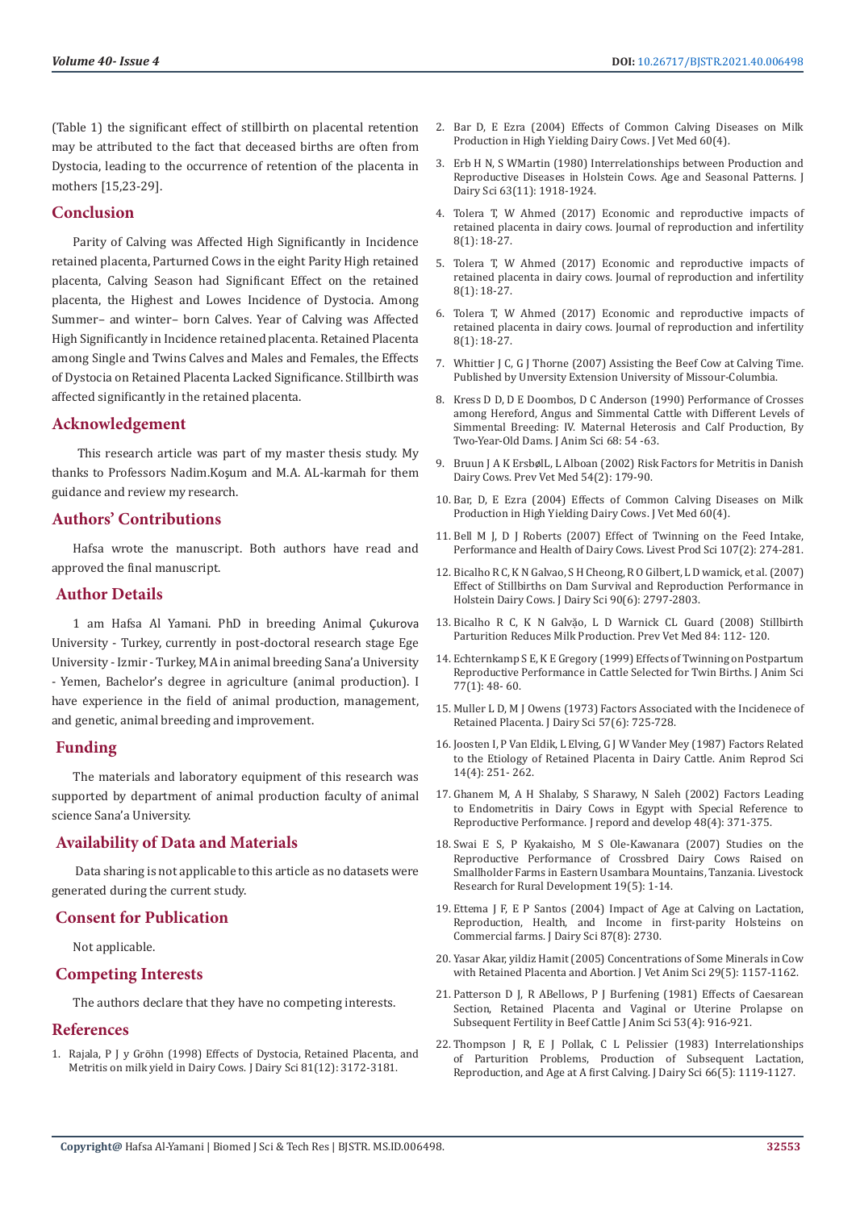(Table 1) the significant effect of stillbirth on placental retention may be attributed to the fact that deceased births are often from Dystocia, leading to the occurrence of retention of the placenta in mothers [15,23-29].

## Conclusion

Parity of Calving was Affected High Significantly in Incidence retained placenta, Parturned Cows in the eight Parity High retained placenta, Calving Season had Significant Effect on the retained placenta, the Highest and Lowes Incidence of Dystocia. Among Summer– and winter– born Calves. Year of Calving was Affected High Significantly in Incidence retained placenta. Retained Placenta among Single and Twins Calves and Males and Females, the Effects of Dystocia on Retained Placenta Lacked Significance. Stillbirth was affected significantly in the retained placenta.

## Acknowledgement

This research article was part of my master thesis study. My thanks to Professors Nadim.Koşum and M.A. AL-karmah for them guidance and review my research.

## Authors' Contributions

Hafsa wrote the manuscript. Both authors have read and approved the final manuscript.

## Author Details

1 am Hafsa Al Yamani. PhD in breeding Animal Çukurova University - Turkey, currently in post-doctoral research stage Ege University - Izmir - Turkey, MA in animal breeding Sana'a University - Yemen, Bachelor's degree in agriculture (animal production). I have experience in the field of animal production, management, and genetic, animal breeding and improvement.

## Funding

The materials and laboratory equipment of this research was supported by department of animal production faculty of animal science Sana'a University.

## Availability of Data and Materials

Data sharing is not applicable to this article as no datasets were generated during the current study.

## Consent for Publication

Not applicable.

## Competing Interests

The authors declare that they have no competing interests.

## References

1. Rajala, P J y Gröhn (1998) Effects of Dystocia, Retained Placenta, and Metritis on milk yield in Dairy Cows. J Dairy Sci 81(12): 3172-3181.
2. Bar D, E Ezra (2004) Effects of Common Calving Diseases on Milk Production in High Yielding Dairy Cows. J Vet Med 60(4).
3. Erb H N, S WMartin (1980) Interrelationships between Production and Reproductive Diseases in Holstein Cows. Age and Seasonal Patterns. J Dairy Sci 63(11): 1918-1924.
4. Tolera T, W Ahmed (2017) Economic and reproductive impacts of retained placenta in dairy cows. Journal of reproduction and infertility 8(1): 18-27.
5. Tolera T, W Ahmed (2017) Economic and reproductive impacts of retained placenta in dairy cows. Journal of reproduction and infertility 8(1): 18-27.
6. Tolera T, W Ahmed (2017) Economic and reproductive impacts of retained placenta in dairy cows. Journal of reproduction and infertility 8(1): 18-27.
7. Whittier J C, G J Thorne (2007) Assisting the Beef Cow at Calving Time. Published by Unversity Extension University of Missour-Columbia.
8. Kress D D, D E Doombos, D C Anderson (1990) Performance of Crosses among Hereford, Angus and Simmental Cattle with Different Levels of Simmental Breeding: IV. Maternal Heterosis and Calf Production, By Two-Year-Old Dams. J Anim Sci 68: 54 -63.
9. Bruun J A K ErsbølL, L Alboan (2002) Risk Factors for Metritis in Danish Dairy Cows. Prev Vet Med 54(2): 179-90.
10. Bar, D, E Ezra (2004) Effects of Common Calving Diseases on Milk Production in High Yielding Dairy Cows. J Vet Med 60(4).
11. Bell M J, D J Roberts (2007) Effect of Twinning on the Feed Intake, Performance and Health of Dairy Cows. Livest Prod Sci 107(2): 274-281.
12. Bicalho R C, K N Galvao, S H Cheong, R O Gilbert, L D wamick, et al. (2007) Effect of Stillbirths on Dam Survival and Reproduction Performance in Holstein Dairy Cows. J Dairy Sci 90(6): 2797-2803.
13. Bicalho R C, K N Galvāo, L D Warnick CL Guard (2008) Stillbirth Parturition Reduces Milk Production. Prev Vet Med 84: 112- 120.
14. Echternkamp S E, K E Gregory (1999) Effects of Twinning on Postpartum Reproductive Performance in Cattle Selected for Twin Births. J Anim Sci 77(1): 48- 60.
15. Muller L D, M J Owens (1973) Factors Associated with the Incidenece of Retained Placenta. J Dairy Sci 57(6): 725-728.
16. Joosten I, P Van Eldik, L Elving, G J W Vander Mey (1987) Factors Related to the Etiology of Retained Placenta in Dairy Cattle. Anim Reprod Sci 14(4): 251- 262.
17. Ghanem M, A H Shalaby, S Sharawy, N Saleh (2002) Factors Leading to Endometritis in Dairy Cows in Egypt with Special Reference to Reproductive Performance. J repord and develop 48(4): 371-375.
18. Swai E S, P Kyakaisho, M S Ole-Kawanara (2007) Studies on the Reproductive Performance of Crossbred Dairy Cows Raised on Smallholder Farms in Eastern Usambara Mountains, Tanzania. Livestock Research for Rural Development 19(5): 1-14.
19. Ettema J F, E P Santos (2004) Impact of Age at Calving on Lactation, Reproduction, Health, and Income in first-parity Holsteins on Commercial farms. J Dairy Sci 87(8): 2730.
20. Yasar Akar, yildiz Hamit (2005) Concentrations of Some Minerals in Cow with Retained Placenta and Abortion. J Vet Anim Sci 29(5): 1157-1162.
21. Patterson D J, R ABellows, P J Burfening (1981) Effects of Caesarean Section, Retained Placenta and Vaginal or Uterine Prolapse on Subsequent Fertility in Beef Cattle J Anim Sci 53(4): 916-921.
22. Thompson J R, E J Pollak, C L Pelissier (1983) Interrelationships of Parturition Problems, Production of Subsequent Lactation, Reproduction, and Age at A first Calving. J Dairy Sci 66(5): 1119-1127.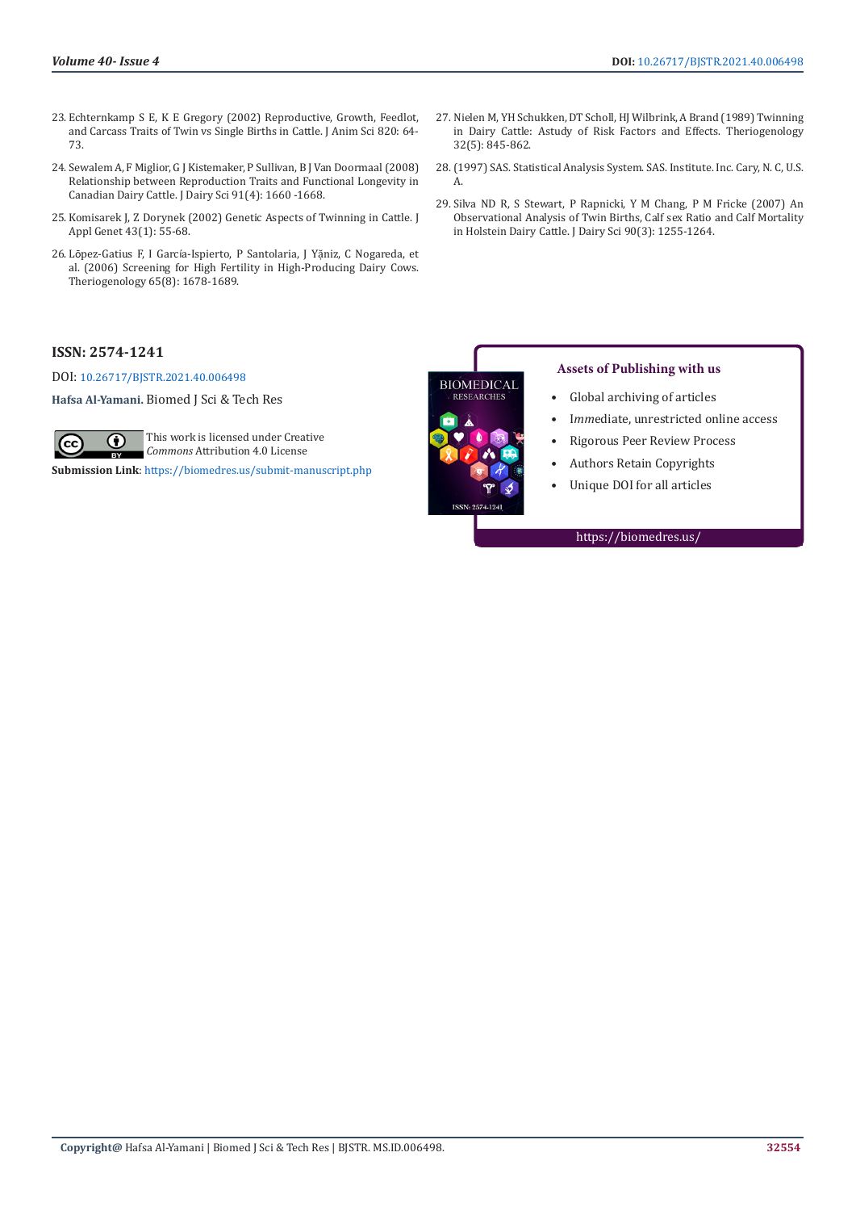23. Echternkamp S E, K E Gregory (2002) Reproductive, Growth, Feedlot, and Carcass Traits of Twin vs Single Births in Cattle. J Anim Sci 820: 64-73.
24. Sewalem A, F Miglior, G J Kistemaker, P Sullivan, B J Van Doormaal (2008) Relationship between Reproduction Traits and Functional Longevity in Canadian Dairy Cattle. J Dairy Sci 91(4): 1660 -1668.
25. Komisarek J, Z Dorynek (2002) Genetic Aspects of Twinning in Cattle. J Appl Genet 43(1): 55-68.
26. Lõpez-Gatius F, I García-Ispierto, P Santolaria, J Yăniz, C Nogareda, et al. (2006) Screening for High Fertility in High-Producing Dairy Cows. Theriogenology 65(8): 1678-1689.
27. Nielen M, YH Schukken, DT Scholl, HJ Wilbrink, A Brand (1989) Twinning in Dairy Cattle: Astudy of Risk Factors and Effects. Theriogenology 32(5): 845-862.
28. (1997) SAS. Statistical Analysis System. SAS. Institute. Inc. Cary, N. C, U.S. A.
29. Silva ND R, S Stewart, P Rapnicki, Y M Chang, P M Fricke (2007) An Observational Analysis of Twin Births, Calf sex Ratio and Calf Mortality in Holstein Dairy Cattle. J Dairy Sci 90(3): 1255-1264.

**ISSN: 2574-1241**

DOI: 10.26717/BJSTR.2021.40.006498

**Hafsa Al-Yamani.** Biomed J Sci & Tech Res

This work is licensed under Creative *Commons* Attribution 4.0 License

**Submission Link**: https://biomedres.us/submit-manuscript.php

**Assets of Publishing with us**

- Global archiving of articles
- Immediate, unrestricted online access
- Rigorous Peer Review Process
- Authors Retain Copyrights
- Unique DOI for all articles

https://biomedres.us/